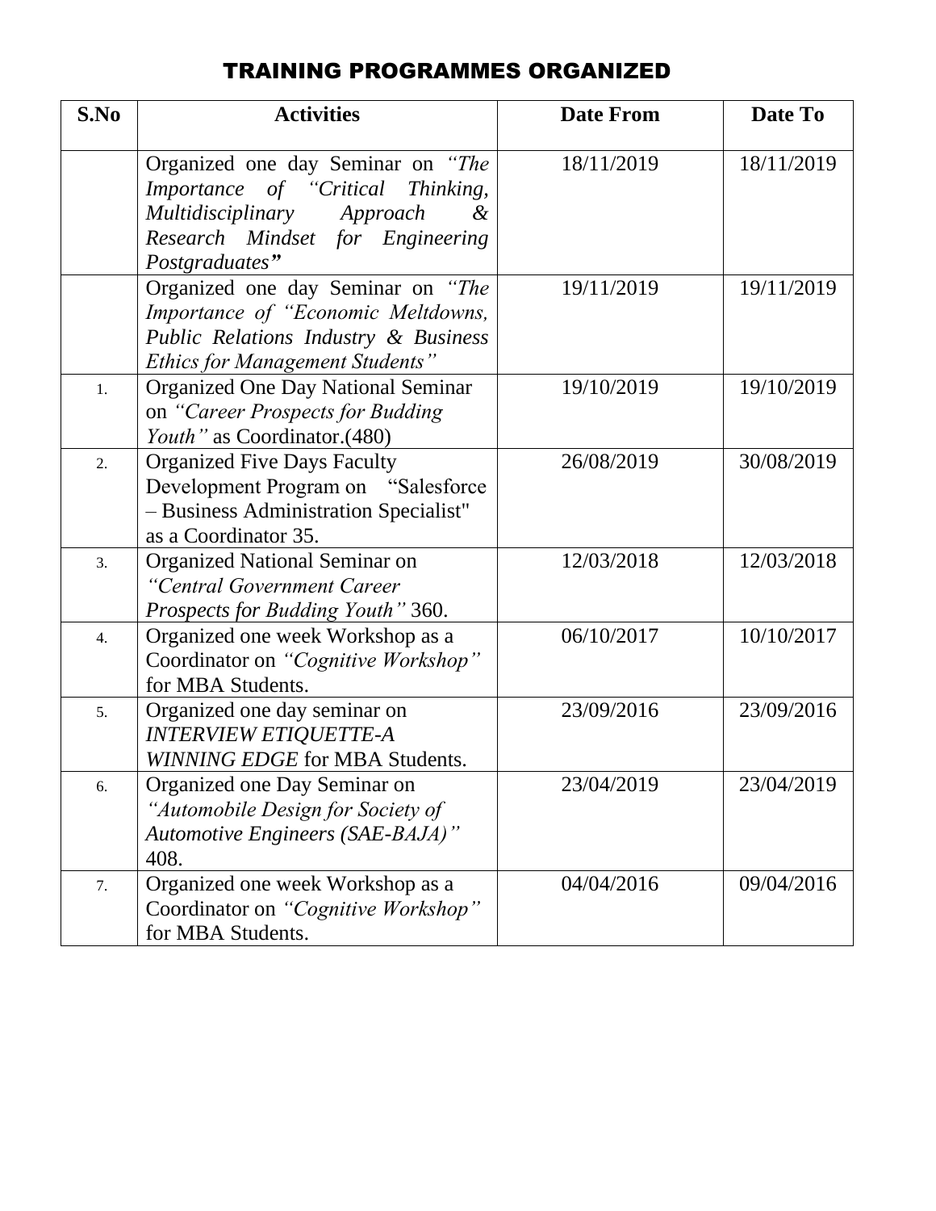# TRAINING PROGRAMMES ORGANIZED

| S.No | Activities | Date From | Date To |
|---|---|---|---|
| | Organized one day Seminar on *"The Importance of "Critical Thinking, Multidisciplinary Approach & Research Mindset for Engineering Postgraduates"* | 18/11/2019 | 18/11/2019 |
| | Organized one day Seminar on *"The Importance of "Economic Meltdowns, Public Relations Industry & Business Ethics for Management Students"* | 19/11/2019 | 19/11/2019 |
| 1. | Organized One Day National Seminar on *"Career Prospects for Budding Youth"* as Coordinator.(480) | 19/10/2019 | 19/10/2019 |
| 2. | Organized Five Days Faculty Development Program on "Salesforce – Business Administration Specialist" as a Coordinator 35. | 26/08/2019 | 30/08/2019 |
| 3. | Organized National Seminar on *"Central Government Career Prospects for Budding Youth"* 360. | 12/03/2018 | 12/03/2018 |
| 4. | Organized one week Workshop as a Coordinator on *"Cognitive Workshop"* for MBA Students. | 06/10/2017 | 10/10/2017 |
| 5. | Organized one day seminar on *INTERVIEW ETIQUETTE-A WINNING EDGE* for MBA Students. | 23/09/2016 | 23/09/2016 |
| 6. | Organized one Day Seminar on *"Automobile Design for Society of Automotive Engineers (SAE-BAJA)"* 408. | 23/04/2019 | 23/04/2019 |
| 7. | Organized one week Workshop as a Coordinator on *"Cognitive Workshop"* for MBA Students. | 04/04/2016 | 09/04/2016 |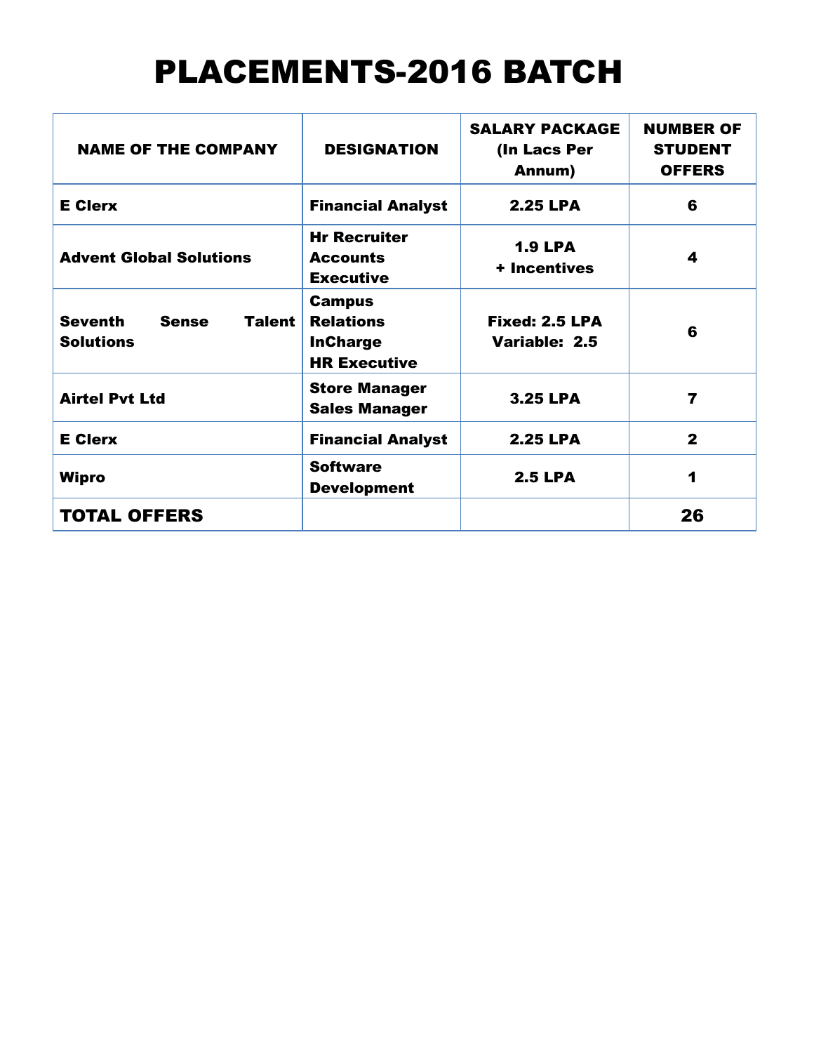# PLACEMENTS-2016 BATCH

| NAME OF THE COMPANY | DESIGNATION | SALARY PACKAGE (In Lacs Per Annum) | NUMBER OF STUDENT OFFERS |
|---|---|---|---|
| **E Clerx** | **Financial Analyst** | **2.25 LPA** | **6** |
| **Advent Global Solutions** | **Hr Recruiter Accounts Executive** | **1.9 LPA + Incentives** | **4** |
| **Seventh Sense Talent Solutions** | **Campus Relations InCharge HR Executive** | **Fixed: 2.5 LPA Variable: 2.5** | **6** |
| **Airtel Pvt Ltd** | **Store Manager Sales Manager** | **3.25 LPA** | **7** |
| **E Clerx** | **Financial Analyst** | **2.25 LPA** | **2** |
| **Wipro** | **Software Development** | **2.5 LPA** | **1** |
| **TOTAL OFFERS** | | | **26** |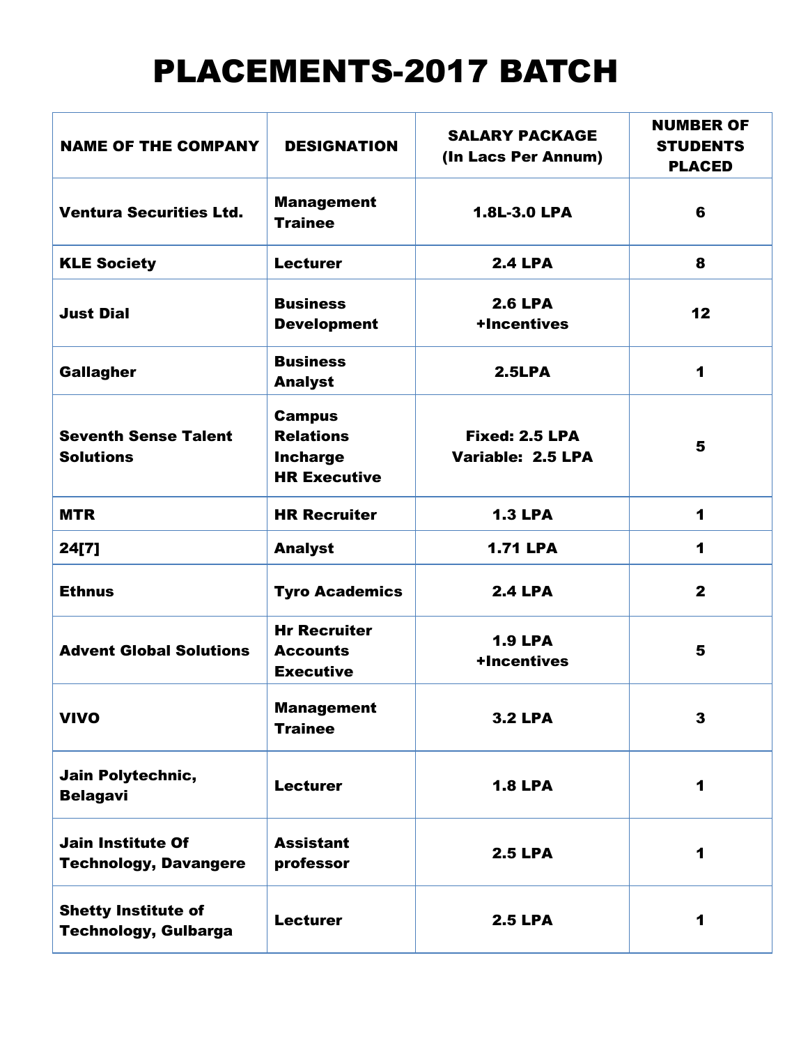# PLACEMENTS-2017 BATCH

| NAME OF THE COMPANY | DESIGNATION | SALARY PACKAGE (In Lacs Per Annum) | NUMBER OF STUDENTS PLACED |
|---|---|---|---|
| Ventura Securities Ltd. | Management Trainee | 1.8L-3.0 LPA | 6 |
| KLE Society | Lecturer | 2.4 LPA | 8 |
| Just Dial | Business Development | 2.6 LPA +Incentives | 12 |
| Gallagher | Business Analyst | 2.5LPA | 1 |
| Seventh Sense Talent Solutions | Campus Relations Incharge HR Executive | Fixed: 2.5 LPA Variable: 2.5 LPA | 5 |
| MTR | HR Recruiter | 1.3 LPA | 1 |
| 24[7] | Analyst | 1.71 LPA | 1 |
| Ethnus | Tyro Academics | 2.4 LPA | 2 |
| Advent Global Solutions | Hr Recruiter Accounts Executive | 1.9 LPA +Incentives | 5 |
| VIVO | Management Trainee | 3.2 LPA | 3 |
| Jain Polytechnic, Belagavi | Lecturer | 1.8 LPA | 1 |
| Jain Institute Of Technology, Davangere | Assistant professor | 2.5 LPA | 1 |
| Shetty Institute of Technology, Gulbarga | Lecturer | 2.5 LPA | 1 |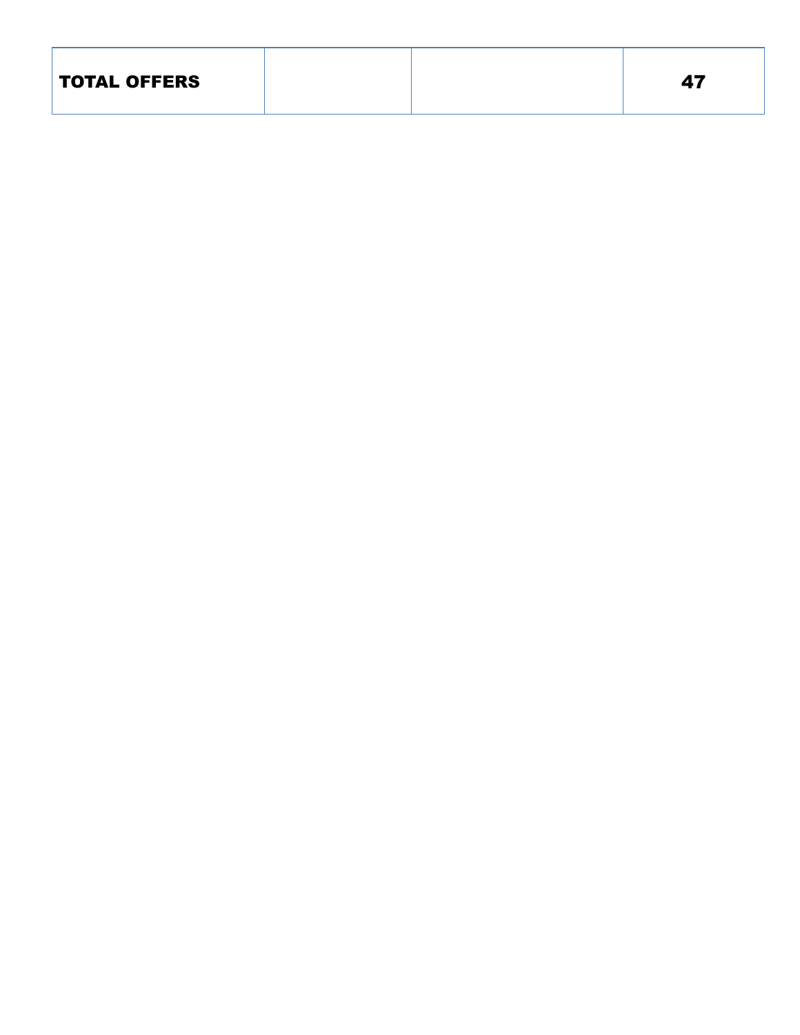| TOTAL OFFERS | | | 47 |
|---|---|---|---|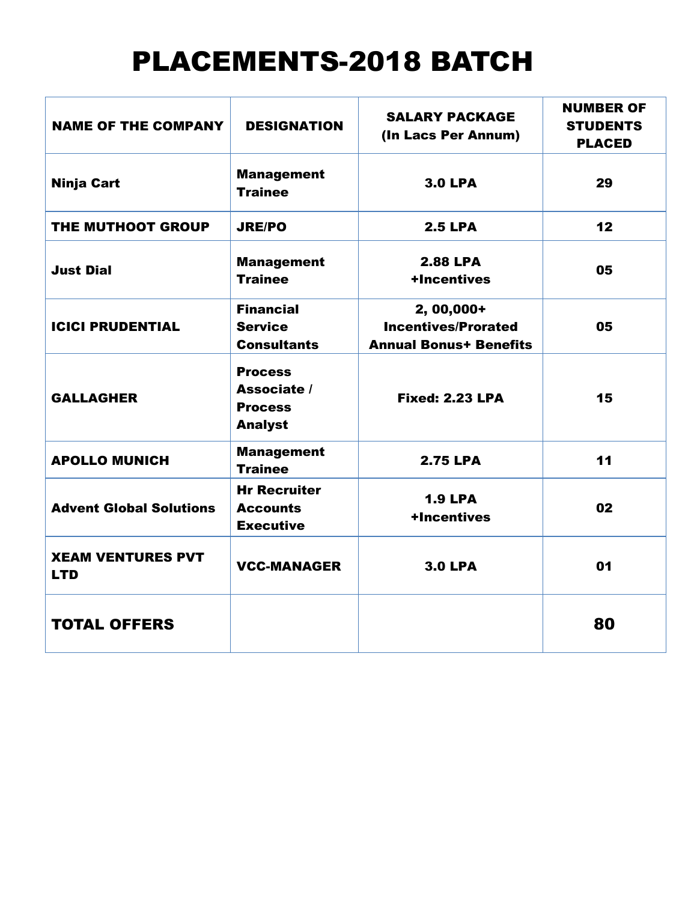# PLACEMENTS-2018 BATCH

| NAME OF THE COMPANY | DESIGNATION | SALARY PACKAGE (In Lacs Per Annum) | NUMBER OF STUDENTS PLACED |
|---|---|---|---|
| Ninja Cart | Management Trainee | 3.0 LPA | 29 |
| THE MUTHOOT GROUP | JRE/PO | 2.5 LPA | 12 |
| Just Dial | Management Trainee | 2.88 LPA +Incentives | 05 |
| ICICI PRUDENTIAL | Financial Service Consultants | 2, 00,000+ Incentives/Prorated Annual Bonus+ Benefits | 05 |
| GALLAGHER | Process Associate / Process Analyst | Fixed: 2.23 LPA | 15 |
| APOLLO MUNICH | Management Trainee | 2.75 LPA | 11 |
| Advent Global Solutions | Hr Recruiter Accounts Executive | 1.9 LPA +Incentives | 02 |
| XEAM VENTURES PVT LTD | VCC-MANAGER | 3.0 LPA | 01 |
| **TOTAL OFFERS** | | | **80** |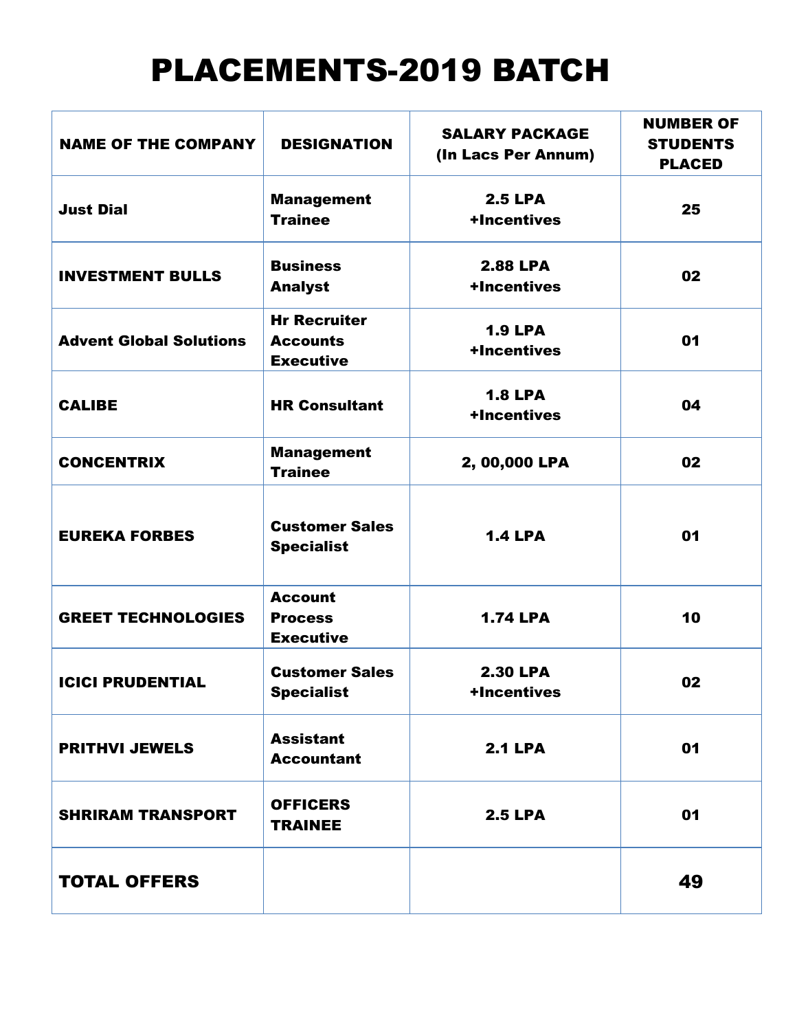# PLACEMENTS-2019 BATCH

| NAME OF THE COMPANY | DESIGNATION | SALARY PACKAGE (In Lacs Per Annum) | NUMBER OF STUDENTS PLACED |
|---|---|---|---|
| Just Dial | Management Trainee | 2.5 LPA +Incentives | 25 |
| INVESTMENT BULLS | Business Analyst | 2.88 LPA +Incentives | 02 |
| Advent Global Solutions | Hr Recruiter Accounts Executive | 1.9 LPA +Incentives | 01 |
| CALIBE | HR Consultant | 1.8 LPA +Incentives | 04 |
| CONCENTRIX | Management Trainee | 2, 00,000 LPA | 02 |
| EUREKA FORBES | Customer Sales Specialist | 1.4 LPA | 01 |
| GREET TECHNOLOGIES | Account Process Executive | 1.74 LPA | 10 |
| ICICI PRUDENTIAL | Customer Sales Specialist | 2.30 LPA +Incentives | 02 |
| PRITHVI JEWELS | Assistant Accountant | 2.1 LPA | 01 |
| SHRIRAM TRANSPORT | OFFICERS TRAINEE | 2.5 LPA | 01 |
| **TOTAL OFFERS** | | | **49** |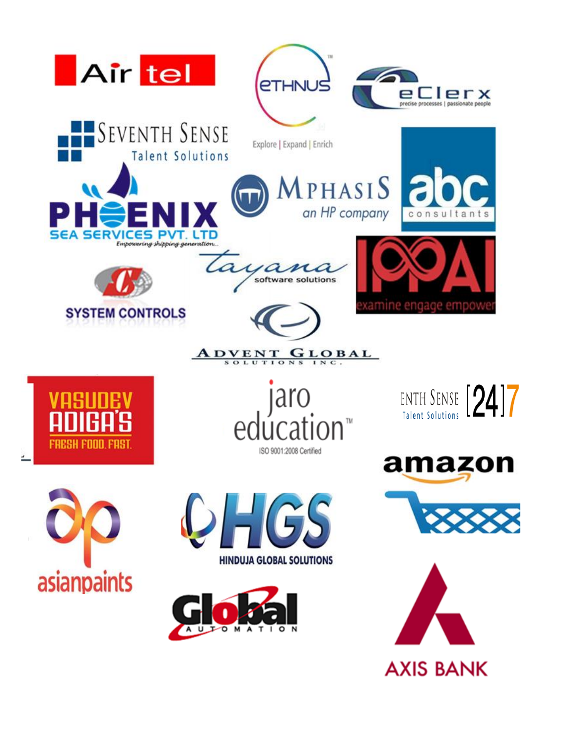Air tel

ETHNUS

Explore | Expand | Enrich

eClerx

precise processes | passionate people

SEVENTH SENSE

Talent Solutions

PHOENIX

SEA SERVICES PVT. LTD

Empowering shipping generation...

MPHASIS

an HP company

abc

consultants

tayana

software solutions

IPPAI

examine engage empower

SYSTEM CONTROLS

ADVENT GLOBAL

SOLUTIONS INC.

VASUDEV ADIGA'S

FRESH FOOD. FAST.

jaro education™

ISO 9001:2008 Certified

ENTH SENSE [24]7

Talent Solutions

amazon

asianpaints

HGS

HINDUJA GLOBAL SOLUTIONS

Global

AUTOMATION

AXIS BANK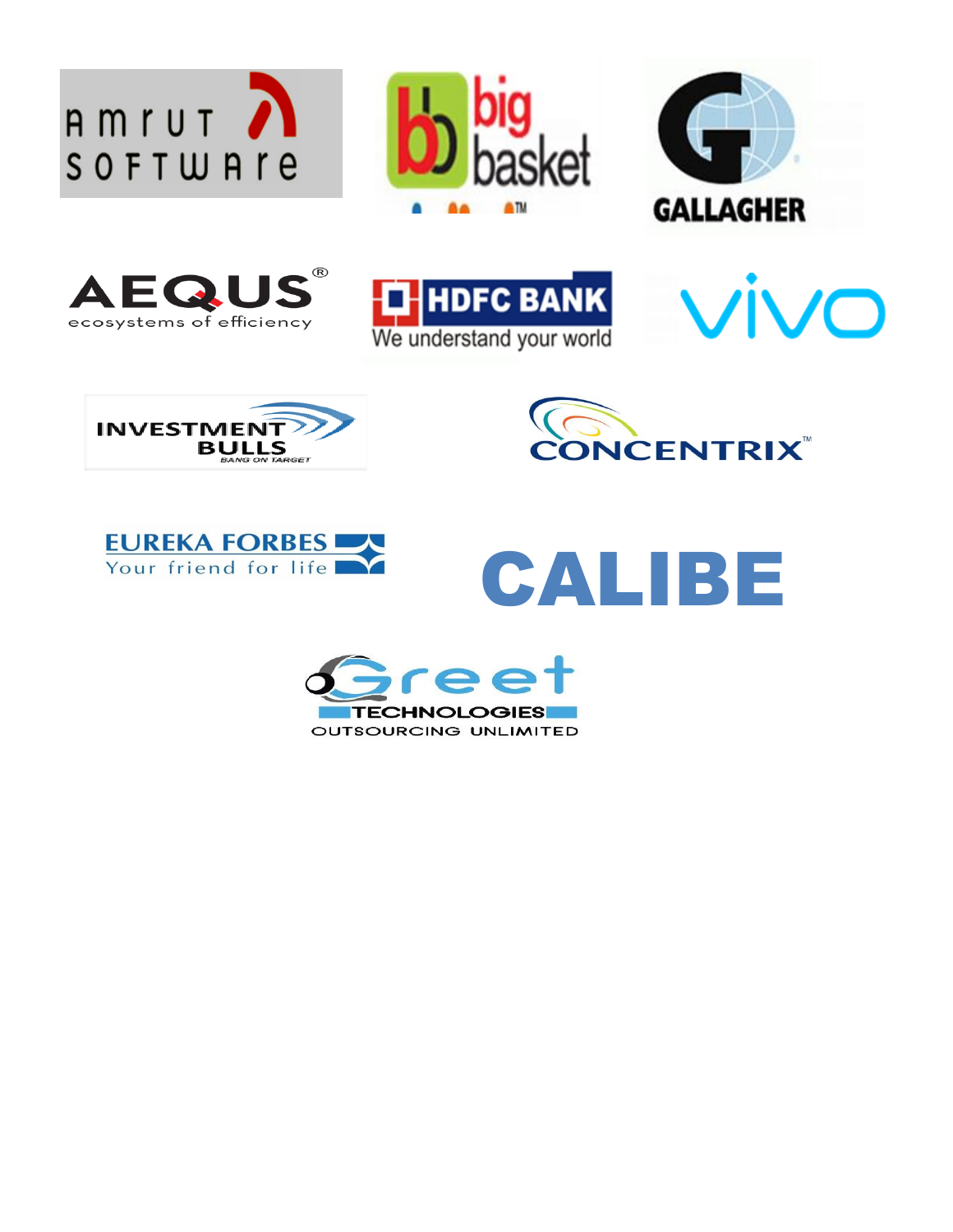amrut software

big basket

GALLAGHER

AEQUS®
ecosystems of efficiency

HDFC BANK
We understand your world

vivo

INVESTMENT BULLS
BANG ON TARGET

CONCENTRIX™

EUREKA FORBES
Your friend for life

CALIBE

Greet
TECHNOLOGIES
OUTSOURCING UNLIMITED